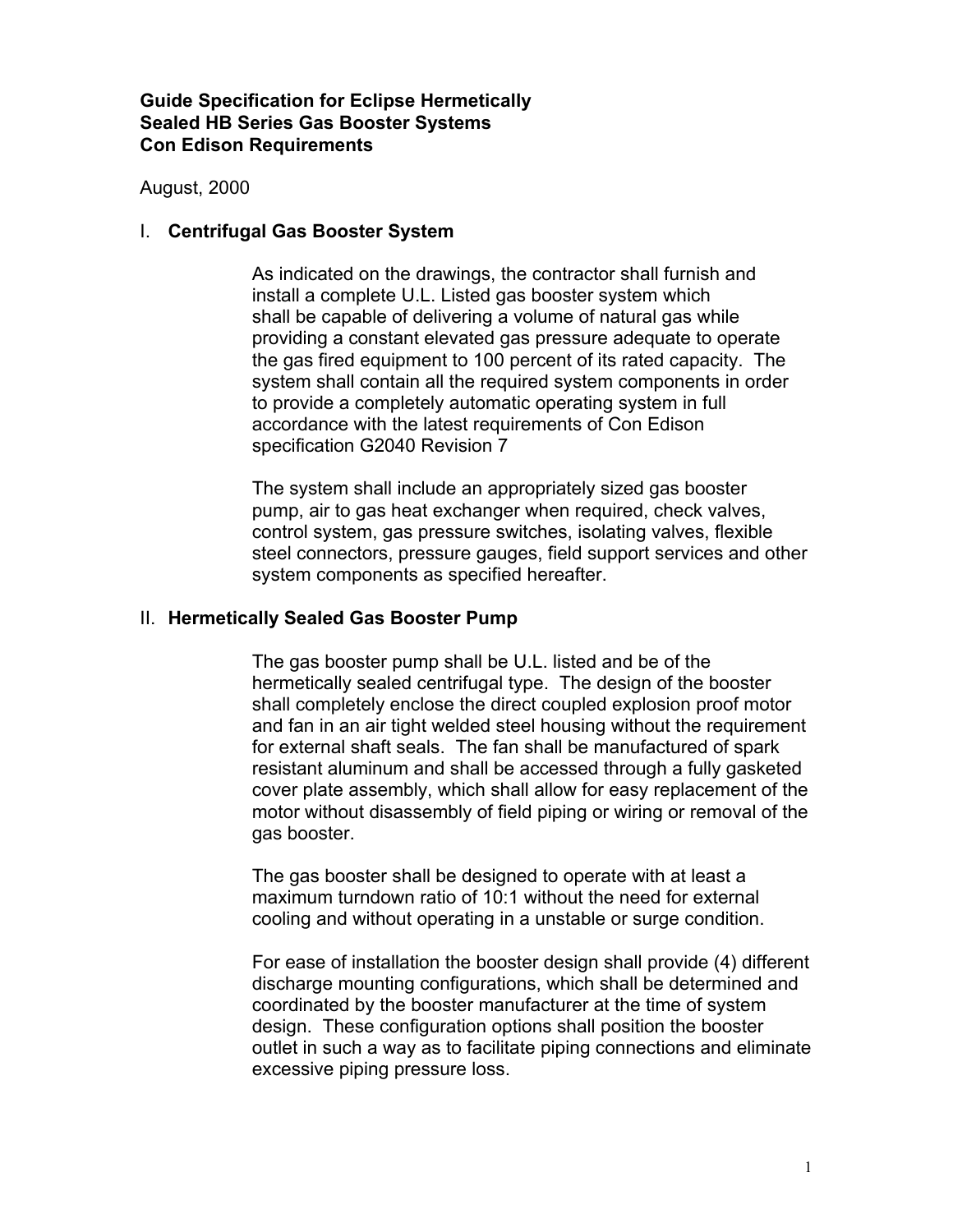**Guide Specification for Eclipse Hermetically Sealed HB Series Gas Booster Systems Con Edison Requirements**

August, 2000

## I. Centrifugal Gas Booster System

As indicated on the drawings, the contractor shall furnish and install a complete U.L. Listed gas booster system which shall be capable of delivering a volume of natural gas while providing a constant elevated gas pressure adequate to operate the gas fired equipment to 100 percent of its rated capacity. The system shall contain all the required system components in order to provide a completely automatic operating system in full accordance with the latest requirements of Con Edison specification G2040 Revision 7

The system shall include an appropriately sized gas booster pump, air to gas heat exchanger when required, check valves, control system, gas pressure switches, isolating valves, flexible steel connectors, pressure gauges, field support services and other system components as specified hereafter.

## II. Hermetically Sealed Gas Booster Pump

The gas booster pump shall be U.L. listed and be of the hermetically sealed centrifugal type. The design of the booster shall completely enclose the direct coupled explosion proof motor and fan in an air tight welded steel housing without the requirement for external shaft seals. The fan shall be manufactured of spark resistant aluminum and shall be accessed through a fully gasketed cover plate assembly, which shall allow for easy replacement of the motor without disassembly of field piping or wiring or removal of the gas booster.

The gas booster shall be designed to operate with at least a maximum turndown ratio of 10:1 without the need for external cooling and without operating in a unstable or surge condition.

For ease of installation the booster design shall provide (4) different discharge mounting configurations, which shall be determined and coordinated by the booster manufacturer at the time of system design. These configuration options shall position the booster outlet in such a way as to facilitate piping connections and eliminate excessive piping pressure loss.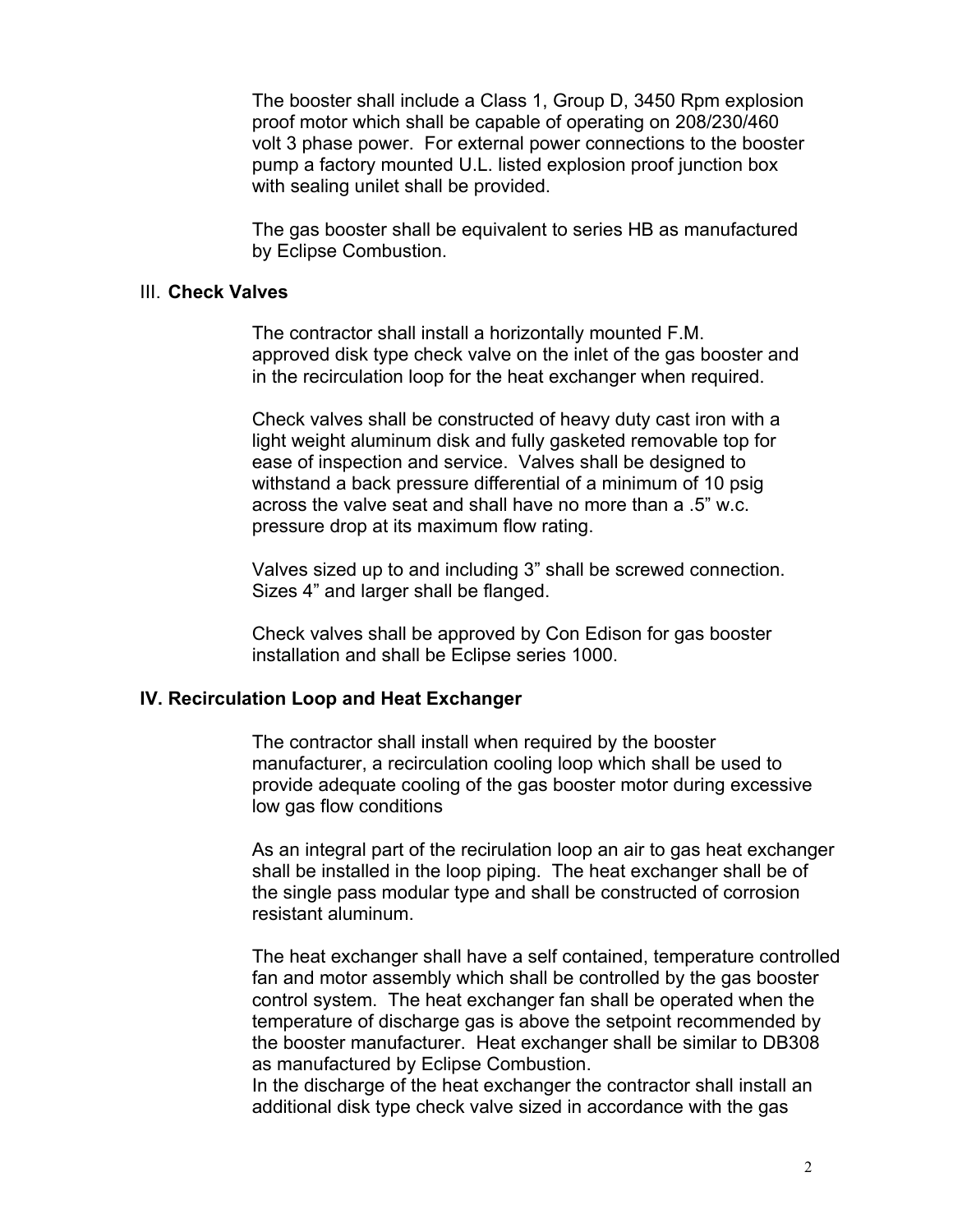The booster shall include a Class 1, Group D, 3450 Rpm explosion proof motor which shall be capable of operating on 208/230/460 volt 3 phase power. For external power connections to the booster pump a factory mounted U.L. listed explosion proof junction box with sealing unilet shall be provided.

The gas booster shall be equivalent to series HB as manufactured by Eclipse Combustion.

## III. **Check Valves**

The contractor shall install a horizontally mounted F.M. approved disk type check valve on the inlet of the gas booster and in the recirculation loop for the heat exchanger when required.

Check valves shall be constructed of heavy duty cast iron with a light weight aluminum disk and fully gasketed removable top for ease of inspection and service. Valves shall be designed to withstand a back pressure differential of a minimum of 10 psig across the valve seat and shall have no more than a .5" w.c. pressure drop at its maximum flow rating.

Valves sized up to and including 3" shall be screwed connection. Sizes 4" and larger shall be flanged.

Check valves shall be approved by Con Edison for gas booster installation and shall be Eclipse series 1000.

## **IV. Recirculation Loop and Heat Exchanger**

The contractor shall install when required by the booster manufacturer, a recirculation cooling loop which shall be used to provide adequate cooling of the gas booster motor during excessive low gas flow conditions

As an integral part of the recirulation loop an air to gas heat exchanger shall be installed in the loop piping. The heat exchanger shall be of the single pass modular type and shall be constructed of corrosion resistant aluminum.

The heat exchanger shall have a self contained, temperature controlled fan and motor assembly which shall be controlled by the gas booster control system. The heat exchanger fan shall be operated when the temperature of discharge gas is above the setpoint recommended by the booster manufacturer. Heat exchanger shall be similar to DB308 as manufactured by Eclipse Combustion.
In the discharge of the heat exchanger the contractor shall install an additional disk type check valve sized in accordance with the gas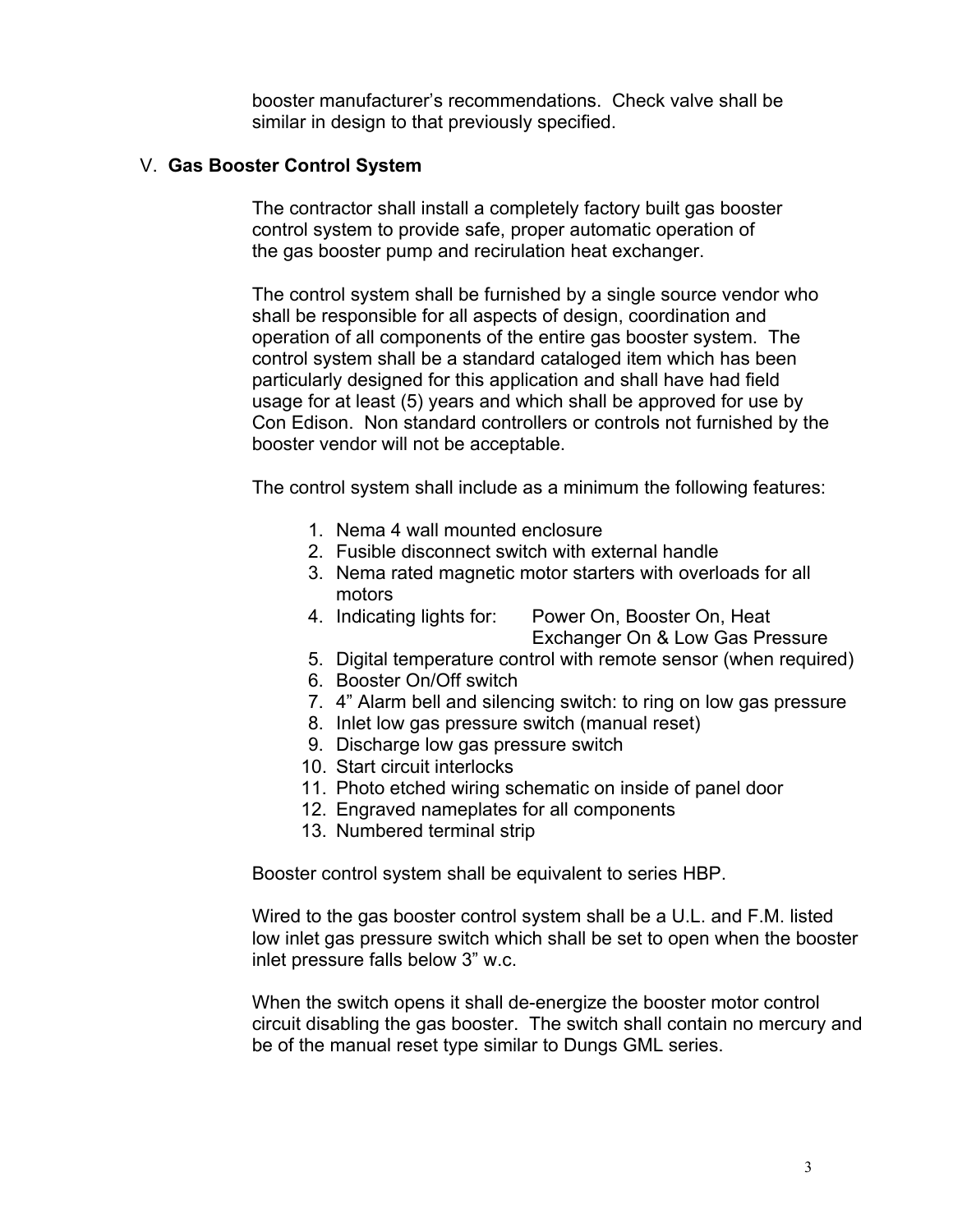booster manufacturer's recommendations. Check valve shall be similar in design to that previously specified.

## V. **Gas Booster Control System**

The contractor shall install a completely factory built gas booster control system to provide safe, proper automatic operation of the gas booster pump and recirulation heat exchanger.

The control system shall be furnished by a single source vendor who shall be responsible for all aspects of design, coordination and operation of all components of the entire gas booster system. The control system shall be a standard cataloged item which has been particularly designed for this application and shall have had field usage for at least (5) years and which shall be approved for use by Con Edison. Non standard controllers or controls not furnished by the booster vendor will not be acceptable.

The control system shall include as a minimum the following features:

1. Nema 4 wall mounted enclosure
2. Fusible disconnect switch with external handle
3. Nema rated magnetic motor starters with overloads for all motors
4. Indicating lights for: Power On, Booster On, Heat Exchanger On & Low Gas Pressure
5. Digital temperature control with remote sensor (when required)
6. Booster On/Off switch
7. 4" Alarm bell and silencing switch: to ring on low gas pressure
8. Inlet low gas pressure switch (manual reset)
9. Discharge low gas pressure switch
10. Start circuit interlocks
11. Photo etched wiring schematic on inside of panel door
12. Engraved nameplates for all components
13. Numbered terminal strip

Booster control system shall be equivalent to series HBP.

Wired to the gas booster control system shall be a U.L. and F.M. listed low inlet gas pressure switch which shall be set to open when the booster inlet pressure falls below 3" w.c.

When the switch opens it shall de-energize the booster motor control circuit disabling the gas booster. The switch shall contain no mercury and be of the manual reset type similar to Dungs GML series.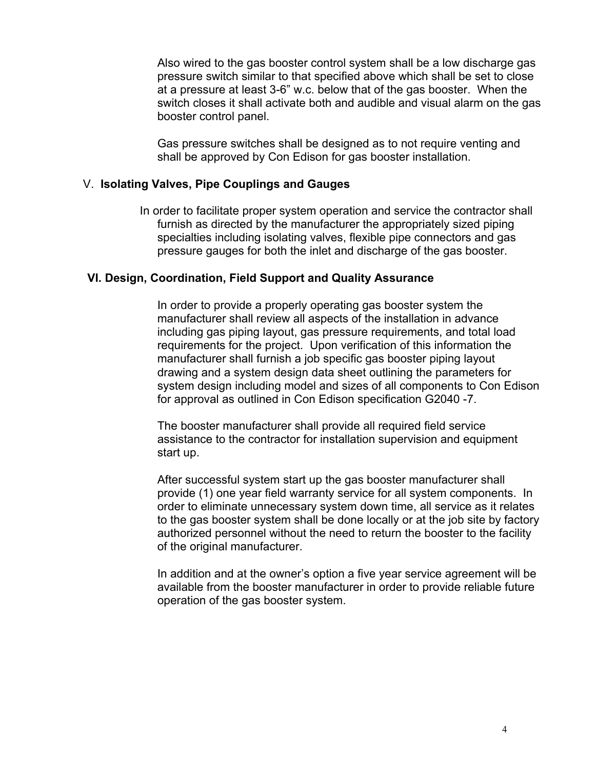Also wired to the gas booster control system shall be a low discharge gas pressure switch similar to that specified above which shall be set to close at a pressure at least 3-6" w.c. below that of the gas booster. When the switch closes it shall activate both and audible and visual alarm on the gas booster control panel.

Gas pressure switches shall be designed as to not require venting and shall be approved by Con Edison for gas booster installation.

## V. Isolating Valves, Pipe Couplings and Gauges

In order to facilitate proper system operation and service the contractor shall furnish as directed by the manufacturer the appropriately sized piping specialties including isolating valves, flexible pipe connectors and gas pressure gauges for both the inlet and discharge of the gas booster.

## VI. Design, Coordination, Field Support and Quality Assurance

In order to provide a properly operating gas booster system the manufacturer shall review all aspects of the installation in advance including gas piping layout, gas pressure requirements, and total load requirements for the project. Upon verification of this information the manufacturer shall furnish a job specific gas booster piping layout drawing and a system design data sheet outlining the parameters for system design including model and sizes of all components to Con Edison for approval as outlined in Con Edison specification G2040 -7.

The booster manufacturer shall provide all required field service assistance to the contractor for installation supervision and equipment start up.

After successful system start up the gas booster manufacturer shall provide (1) one year field warranty service for all system components. In order to eliminate unnecessary system down time, all service as it relates to the gas booster system shall be done locally or at the job site by factory authorized personnel without the need to return the booster to the facility of the original manufacturer.

In addition and at the owner's option a five year service agreement will be available from the booster manufacturer in order to provide reliable future operation of the gas booster system.